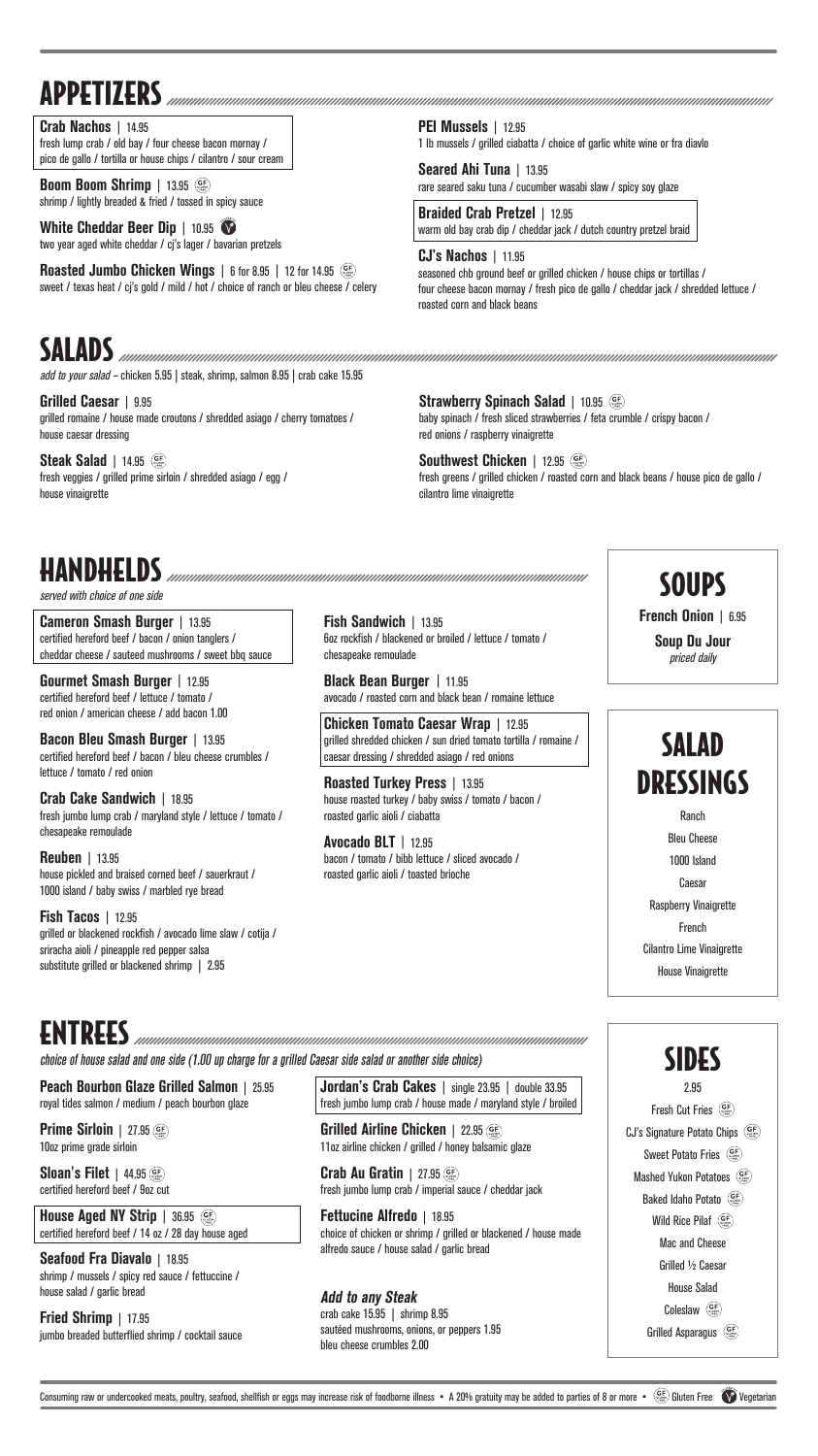# APPETIZERS

**Crab Nachos** | 14.95
fresh lump crab / old bay / four cheese bacon mornay / pico de gallo / tortilla or house chips / cilantro / sour cream

**Boom Boom Shrimp** | 13.95 (GF)
shrimp / lightly breaded & fried / tossed in spicy sauce

**White Cheddar Beer Dip** | 10.95 (V)
two year aged white cheddar / cj's lager / bavarian pretzels

**Roasted Jumbo Chicken Wings** | 6 for 8.95 | 12 for 14.95 (GF)
sweet / texas heat / cj's gold / mild / hot / choice of ranch or bleu cheese / celery

**PEI Mussels** | 12.95
1 lb mussels / grilled ciabatta / choice of garlic white wine or fra diavlo

**Seared Ahi Tuna** | 13.95
rare seared saku tuna / cucumber wasabi slaw / spicy soy glaze

**Braided Crab Pretzel** | 12.95
warm old bay crab dip / cheddar jack / dutch country pretzel braid

**CJ's Nachos** | 11.95
seasoned chb ground beef or grilled chicken / house chips or tortillas / four cheese bacon mornay / fresh pico de gallo / cheddar jack / shredded lettuce / roasted corn and black beans

# SALADS

*add to your salad* – chicken 5.95 | steak, shrimp, salmon 8.95 | crab cake 15.95

**Grilled Caesar** | 9.95
grilled romaine / house made croutons / shredded asiago / cherry tomatoes / house caesar dressing

**Steak Salad** | 14.95 (GF)
fresh veggies / grilled prime sirloin / shredded asiago / egg / house vinaigrette

**Strawberry Spinach Salad** | 10.95 (GF)
baby spinach / fresh sliced strawberries / feta crumble / crispy bacon / red onions / raspberry vinaigrette

**Southwest Chicken** | 12.95 (GF)
fresh greens / grilled chicken / roasted corn and black beans / house pico de gallo / cilantro lime vinaigrette

# HANDHELDS

*served with choice of one side*

**Cameron Smash Burger** | 13.95
certified hereford beef / bacon / onion tanglers / cheddar cheese / sauteed mushrooms / sweet bbq sauce

**Gourmet Smash Burger** | 12.95
certified hereford beef / lettuce / tomato / red onion / american cheese / add bacon 1.00

**Bacon Bleu Smash Burger** | 13.95
certified hereford beef / bacon / bleu cheese crumbles / lettuce / tomato / red onion

**Crab Cake Sandwich** | 18.95
fresh jumbo lump crab / maryland style / lettuce / tomato / chesapeake remoulade

**Reuben** | 13.95
house pickled and braised corned beef / sauerkraut / 1000 island / baby swiss / marbled rye bread

**Fish Tacos** | 12.95
grilled or blackened rockfish / avocado lime slaw / cotija / sriracha aioli / pineapple red pepper salsa
substitute grilled or blackened shrimp | 2.95

**Fish Sandwich** | 13.95
6oz rockfish / blackened or broiled / lettuce / tomato / chesapeake remoulade

**Black Bean Burger** | 11.95
avocado / roasted corn and black bean / romaine lettuce

**Chicken Tomato Caesar Wrap** | 12.95
grilled shredded chicken / sun dried tomato tortilla / romaine / caesar dressing / shredded asiago / red onions

**Roasted Turkey Press** | 13.95
house roasted turkey / baby swiss / tomato / bacon / roasted garlic aioli / ciabatta

**Avocado BLT** | 12.95
bacon / tomato / bibb lettuce / sliced avocado / roasted garlic aioli / toasted brioche

# SOUPS

**French Onion** | 6.95

**Soup Du Jour**
*priced daily*

# SALAD DRESSINGS

Ranch
Bleu Cheese
1000 Island
Caesar
Raspberry Vinaigrette
French
Cilantro Lime Vinaigrette
House Vinaigrette

# ENTREES

*choice of house salad and one side (1.00 up charge for a grilled Caesar side salad or another side choice)*

**Peach Bourbon Glaze Grilled Salmon** | 25.95
royal tides salmon / medium / peach bourbon glaze

**Prime Sirloin** | 27.95 (GF)
10oz prime grade sirloin

**Sloan's Filet** | 44.95 (GF)
certified hereford beef / 9oz cut

**House Aged NY Strip** | 36.95 (GF)
certified hereford beef / 14 oz / 28 day house aged

**Seafood Fra Diavalo** | 18.95
shrimp / mussels / spicy red sauce / fettuccine / house salad / garlic bread

**Fried Shrimp** | 17.95
jumbo breaded butterflied shrimp / cocktail sauce

**Jordan's Crab Cakes** | single 23.95 | double 33.95
fresh jumbo lump crab / house made / maryland style / broiled

**Grilled Airline Chicken** | 22.95 (GF)
11oz airline chicken / grilled / honey balsamic glaze

**Crab Au Gratin** | 27.95 (GF)
fresh jumbo lump crab / imperial sauce / cheddar jack

**Fettucine Alfredo** | 18.95
choice of chicken or shrimp / grilled or blackened / house made alfredo sauce / house salad / garlic bread

***Add to any Steak***
crab cake 15.95 | shrimp 8.95
sautéed mushrooms, onions, or peppers 1.95
bleu cheese crumbles 2.00

# SIDES

2.95

Fresh Cut Fries (GF)
CJ's Signature Potato Chips (GF)
Sweet Potato Fries (GF)
Mashed Yukon Potatoes (GF)
Baked Idaho Potato (GF)
Wild Rice Pilaf (GF)
Mac and Cheese
Grilled ½ Caesar
House Salad
Coleslaw (GF)
Grilled Asparagus (GF)

Consuming raw or undercooked meats, poultry, seafood, shellfish or eggs may increase risk of foodborne illness • A 20% gratuity may be added to parties of 8 or more • (GF) Gluten Free (V) Vegetarian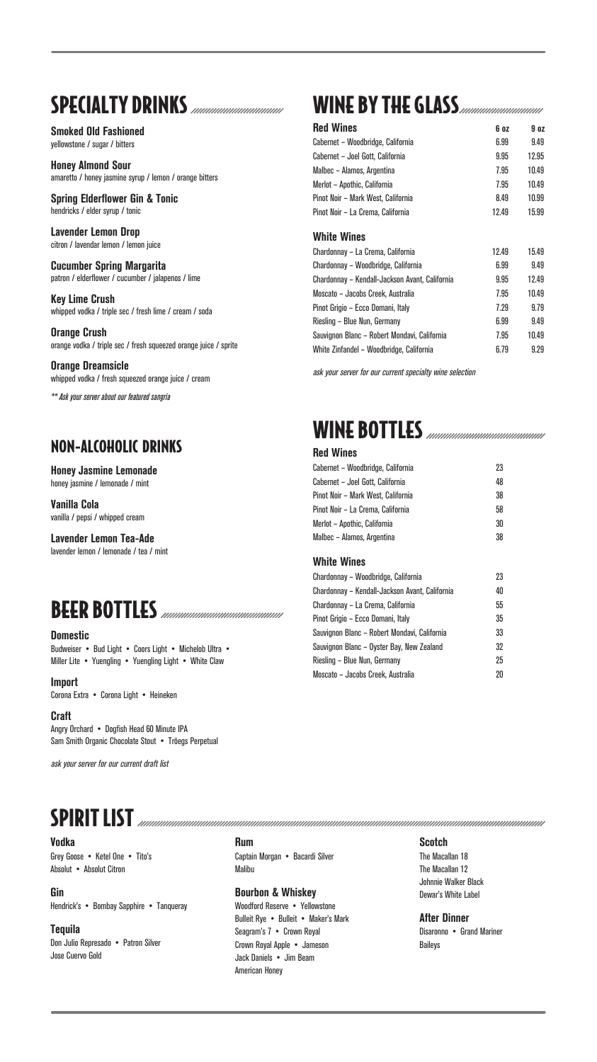## SPECIALTY DRINKS

**Smoked Old Fashioned**
yellowstone / sugar / bitters

**Honey Almond Sour**
amaretto / honey jasmine syrup / lemon / orange bitters

**Spring Elderflower Gin & Tonic**
hendricks / elder syrup / tonic

**Lavender Lemon Drop**
citron / lavendar lemon / lemon juice

**Cucumber Spring Margarita**
patron / elderflower / cucumber / jalapenos / lime

**Key Lime Crush**
whipped vodka / triple sec / fresh lime / cream / soda

**Orange Crush**
orange vodka / triple sec / fresh squeezed orange juice / sprite

**Orange Dreamsicle**
whipped vodka / fresh squeezed orange juice / cream

*** Ask your server about our featured sangria*

## NON-ALCOHOLIC DRINKS

**Honey Jasmine Lemonade**
honey jasmine / lemonade / mint

**Vanilla Cola**
vanilla / pepsi / whipped cream

**Lavender Lemon Tea-Ade**
lavender lemon / lemonade / tea / mint

## BEER BOTTLES

**Domestic**
Budweiser • Bud Light • Coors Light • Michelob Ultra • Miller Lite • Yuengling • Yuengling Light • White Claw

**Import**
Corona Extra • Corona Light • Heineken

**Craft**
Angry Orchard • Dogfish Head 60 Minute IPA
Sam Smith Organic Chocolate Stout • Tröegs Perpetual

*ask your server for our current draft list*

## WINE BY THE GLASS

| Red Wines | 6 oz | 9 oz |
|---|---|---|
| Cabernet – Woodbridge, California | 6.99 | 9.49 |
| Cabernet – Joel Gott, California | 9.95 | 12.95 |
| Malbec – Alamos, Argentina | 7.95 | 10.49 |
| Merlot – Apothic, California | 7.95 | 10.49 |
| Pinot Noir – Mark West, California | 8.49 | 10.99 |
| Pinot Noir – La Crema, California | 12.49 | 15.99 |

| White Wines | | |
|---|---|---|
| Chardonnay – La Crema, California | 12.49 | 15.49 |
| Chardonnay – Woodbridge, California | 6.99 | 9.49 |
| Chardonnay – Kendall-Jackson Avant, California | 9.95 | 12.49 |
| Moscato – Jacobs Creek, Australia | 7.95 | 10.49 |
| Pinot Grigio – Ecco Domani, Italy | 7.29 | 9.79 |
| Riesling – Blue Nun, Germany | 6.99 | 9.49 |
| Sauvignon Blanc – Robert Mondavi, California | 7.95 | 10.49 |
| White Zinfandel – Woodbridge, California | 6.79 | 9.29 |

*ask your server for our current specialty wine selection*

## WINE BOTTLES

| Red Wines | |
|---|---|
| Cabernet – Woodbridge, California | 23 |
| Cabernet – Joel Gott, California | 48 |
| Pinot Noir – Mark West, California | 38 |
| Pinot Noir – La Crema, California | 58 |
| Merlot – Apothic, California | 30 |
| Malbec – Alamos, Argentina | 38 |

| White Wines | |
|---|---|
| Chardonnay – Woodbridge, California | 23 |
| Chardonnay – Kendall-Jackson Avant, California | 40 |
| Chardonnay – La Crema, California | 55 |
| Pinot Grigio – Ecco Domani, Italy | 35 |
| Sauvignon Blanc – Robert Mondavi, California | 33 |
| Sauvignon Blanc – Oyster Bay, New Zealand | 32 |
| Riesling – Blue Nun, Germany | 25 |
| Moscato – Jacobs Creek, Australia | 20 |

## SPIRIT LIST

**Vodka**
Grey Goose • Ketel One • Tito's
Absolut • Absolut Citron

**Gin**
Hendrick's • Bombay Sapphire • Tanqueray

**Tequila**
Don Julio Represado • Patron Silver
Jose Cuervo Gold

**Rum**
Captain Morgan • Bacardi Silver
Malibu

**Bourbon & Whiskey**
Woodford Reserve • Yellowstone
Bulleit Rye • Bulleit • Maker's Mark
Seagram's 7 • Crown Royal
Crown Royal Apple • Jameson
Jack Daniels • Jim Beam
American Honey

**Scotch**
The Macallan 18
The Macallan 12
Johnnie Walker Black
Dewar's White Label

**After Dinner**
Disaronno • Grand Mariner
Baileys